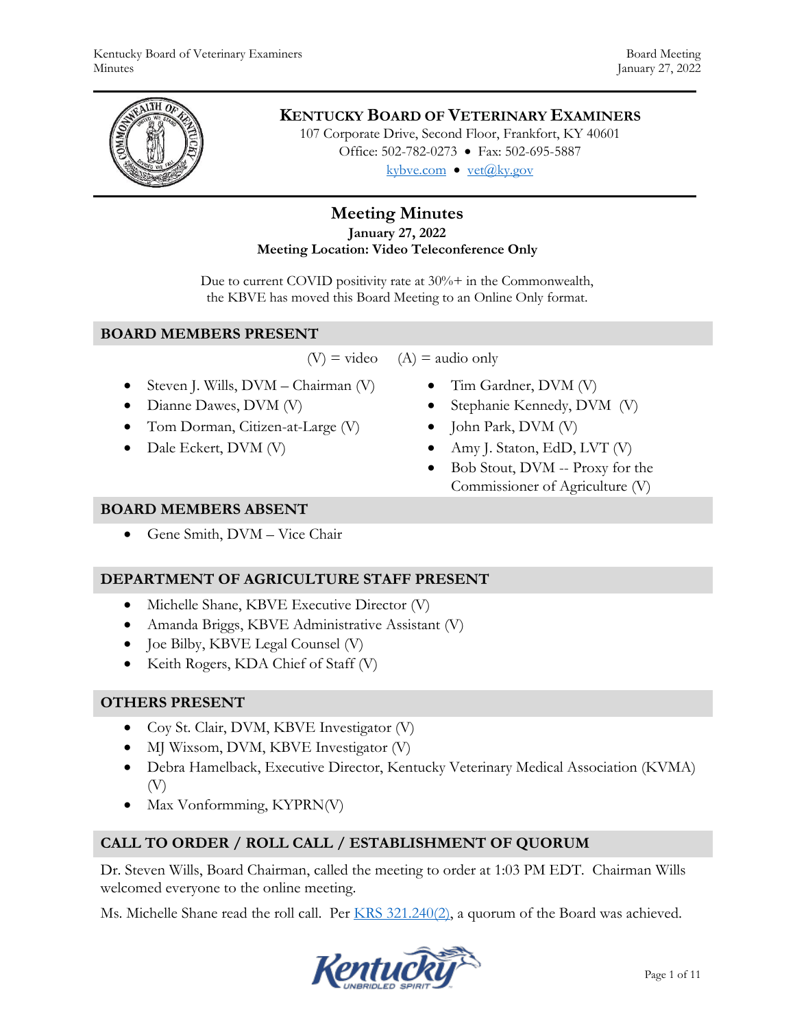# KENTUCKY BOARD OF VETERINARY EXAMINERS

107 Corporate Drive, Second Floor, Frankfort, KY 40601
Office: 502-782-0273 • Fax: 502-695-5887
kybve.com • vet@ky.gov

## Meeting Minutes

**January 27, 2022**
**Meeting Location: Video Teleconference Only**

Due to current COVID positivity rate at 30%+ in the Commonwealth, the KBVE has moved this Board Meeting to an Online Only format.

## BOARD MEMBERS PRESENT

(V) = video (A) = audio only

- Steven J. Wills, DVM – Chairman (V)
- Dianne Dawes, DVM (V)
- Tom Dorman, Citizen-at-Large (V)
- Dale Eckert, DVM (V)
- Tim Gardner, DVM (V)
- Stephanie Kennedy, DVM (V)
- John Park, DVM (V)
- Amy J. Staton, EdD, LVT (V)
- Bob Stout, DVM -- Proxy for the Commissioner of Agriculture (V)

## BOARD MEMBERS ABSENT

- Gene Smith, DVM – Vice Chair

## DEPARTMENT OF AGRICULTURE STAFF PRESENT

- Michelle Shane, KBVE Executive Director (V)
- Amanda Briggs, KBVE Administrative Assistant (V)
- Joe Bilby, KBVE Legal Counsel (V)
- Keith Rogers, KDA Chief of Staff (V)

## OTHERS PRESENT

- Coy St. Clair, DVM, KBVE Investigator (V)
- MJ Wixsom, DVM, KBVE Investigator (V)
- Debra Hamelback, Executive Director, Kentucky Veterinary Medical Association (KVMA) (V)
- Max Vonformming, KYPRN(V)

## CALL TO ORDER / ROLL CALL / ESTABLISHMENT OF QUORUM

Dr. Steven Wills, Board Chairman, called the meeting to order at 1:03 PM EDT. Chairman Wills welcomed everyone to the online meeting.

Ms. Michelle Shane read the roll call. Per KRS 321.240(2), a quorum of the Board was achieved.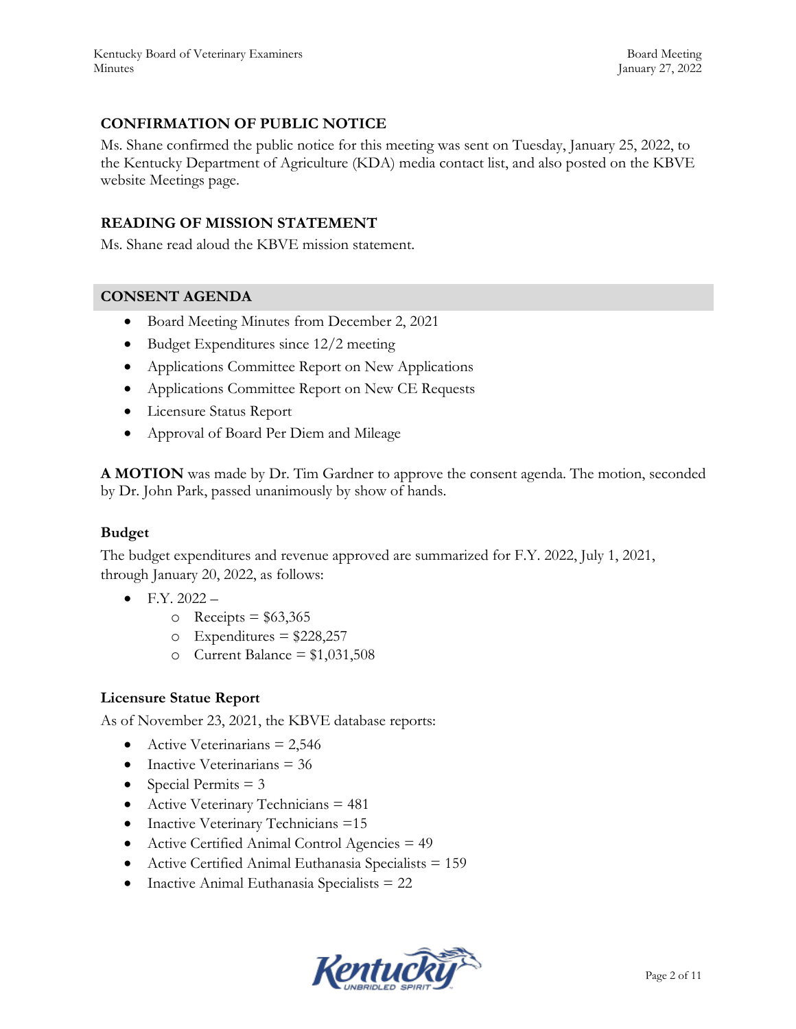## CONFIRMATION OF PUBLIC NOTICE

Ms. Shane confirmed the public notice for this meeting was sent on Tuesday, January 25, 2022, to the Kentucky Department of Agriculture (KDA) media contact list, and also posted on the KBVE website Meetings page.

## READING OF MISSION STATEMENT

Ms. Shane read aloud the KBVE mission statement.

## CONSENT AGENDA

- Board Meeting Minutes from December 2, 2021
- Budget Expenditures since 12/2 meeting
- Applications Committee Report on New Applications
- Applications Committee Report on New CE Requests
- Licensure Status Report
- Approval of Board Per Diem and Mileage

**A MOTION** was made by Dr. Tim Gardner to approve the consent agenda. The motion, seconded by Dr. John Park, passed unanimously by show of hands.

### Budget

The budget expenditures and revenue approved are summarized for F.Y. 2022, July 1, 2021, through January 20, 2022, as follows:

- F.Y. 2022 –
  - Receipts = $63,365
  - Expenditures = $228,257
  - Current Balance = $1,031,508

### Licensure Statue Report

As of November 23, 2021, the KBVE database reports:

- Active Veterinarians = 2,546
- Inactive Veterinarians = 36
- Special Permits = 3
- Active Veterinary Technicians = 481
- Inactive Veterinary Technicians =15
- Active Certified Animal Control Agencies = 49
- Active Certified Animal Euthanasia Specialists = 159
- Inactive Animal Euthanasia Specialists = 22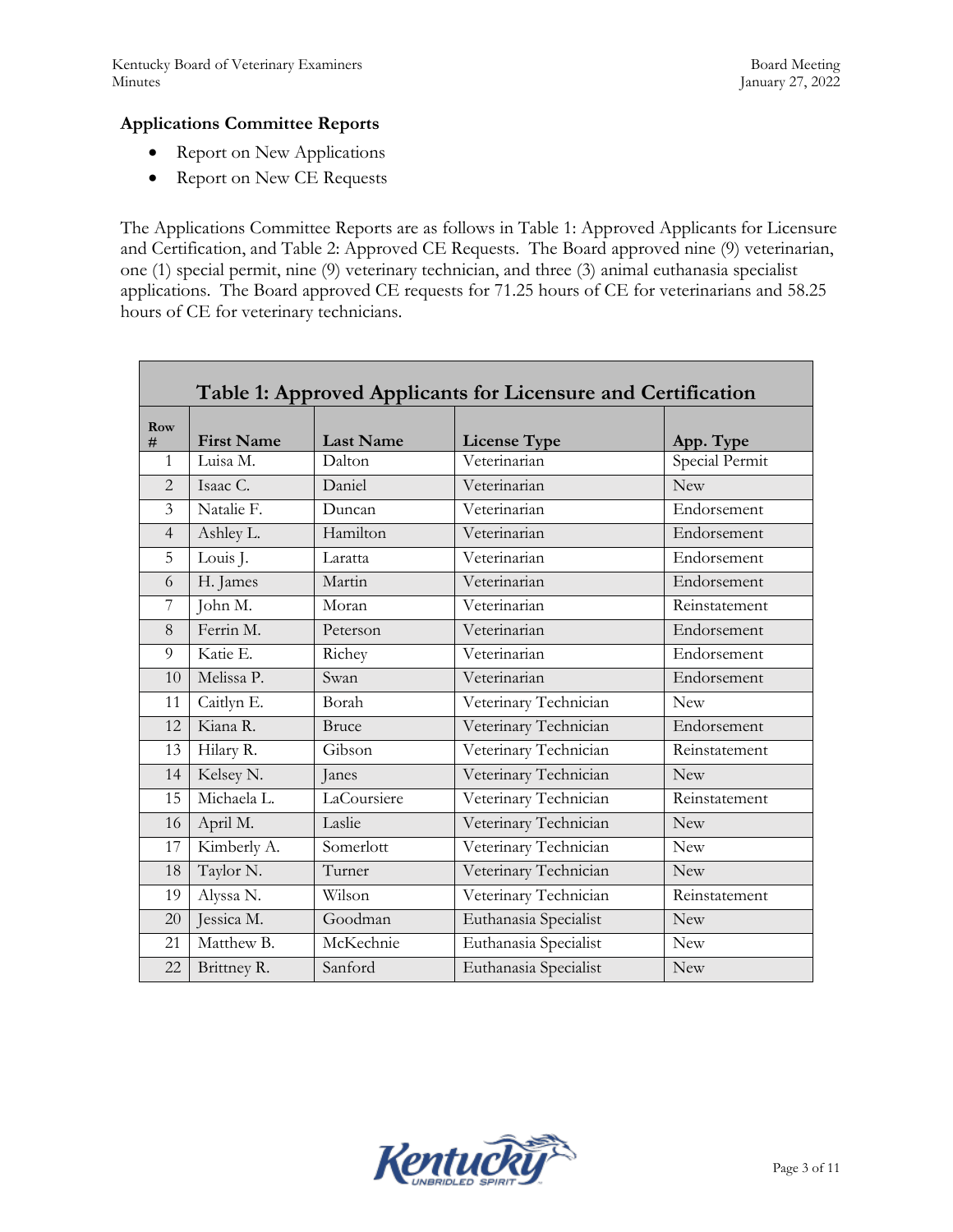**Applications Committee Reports**

- Report on New Applications
- Report on New CE Requests

The Applications Committee Reports are as follows in Table 1: Approved Applicants for Licensure and Certification, and Table 2: Approved CE Requests. The Board approved nine (9) veterinarian, one (1) special permit, nine (9) veterinary technician, and three (3) animal euthanasia specialist applications. The Board approved CE requests for 71.25 hours of CE for veterinarians and 58.25 hours of CE for veterinary technicians.

**Table 1: Approved Applicants for Licensure and Certification**

| Row # | First Name | Last Name | License Type | App. Type |
|---|---|---|---|---|
| 1 | Luisa M. | Dalton | Veterinarian | Special Permit |
| 2 | Isaac C. | Daniel | Veterinarian | New |
| 3 | Natalie F. | Duncan | Veterinarian | Endorsement |
| 4 | Ashley L. | Hamilton | Veterinarian | Endorsement |
| 5 | Louis J. | Laratta | Veterinarian | Endorsement |
| 6 | H. James | Martin | Veterinarian | Endorsement |
| 7 | John M. | Moran | Veterinarian | Reinstatement |
| 8 | Ferrin M. | Peterson | Veterinarian | Endorsement |
| 9 | Katie E. | Richey | Veterinarian | Endorsement |
| 10 | Melissa P. | Swan | Veterinarian | Endorsement |
| 11 | Caitlyn E. | Borah | Veterinary Technician | New |
| 12 | Kiana R. | Bruce | Veterinary Technician | Endorsement |
| 13 | Hilary R. | Gibson | Veterinary Technician | Reinstatement |
| 14 | Kelsey N. | Janes | Veterinary Technician | New |
| 15 | Michaela L. | LaCoursiere | Veterinary Technician | Reinstatement |
| 16 | April M. | Laslie | Veterinary Technician | New |
| 17 | Kimberly A. | Somerlott | Veterinary Technician | New |
| 18 | Taylor N. | Turner | Veterinary Technician | New |
| 19 | Alyssa N. | Wilson | Veterinary Technician | Reinstatement |
| 20 | Jessica M. | Goodman | Euthanasia Specialist | New |
| 21 | Matthew B. | McKechnie | Euthanasia Specialist | New |
| 22 | Brittney R. | Sanford | Euthanasia Specialist | New |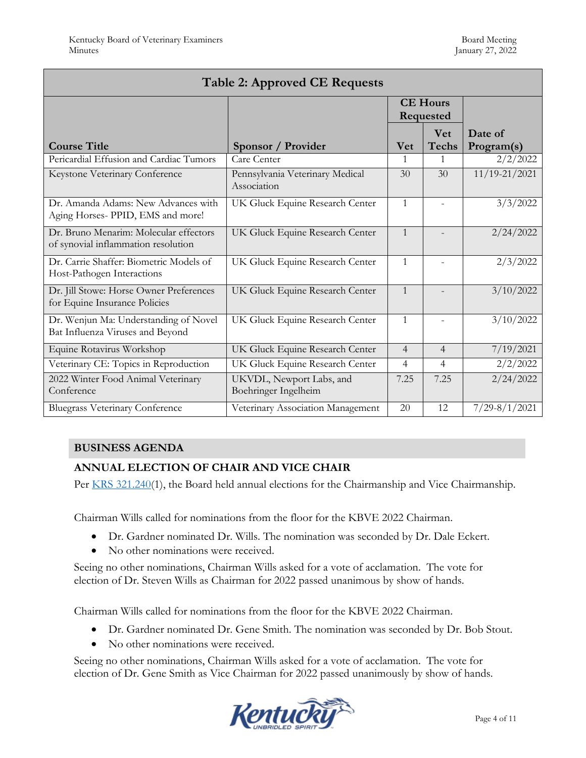| Table 2: Approved CE Requests | | | | |
|---|---|---|---|---|
| | | CE Hours Requested | | |
| Course Title | Sponsor / Provider | Vet | Vet Techs | Date of Program(s) |
| Pericardial Effusion and Cardiac Tumors | Care Center | 1 | 1 | 2/2/2022 |
| Keystone Veterinary Conference | Pennsylvania Veterinary Medical Association | 30 | 30 | 11/19-21/2021 |
| Dr. Amanda Adams: New Advances with Aging Horses- PPID, EMS and more! | UK Gluck Equine Research Center | 1 | - | 3/3/2022 |
| Dr. Bruno Menarim: Molecular effectors of synovial inflammation resolution | UK Gluck Equine Research Center | 1 | - | 2/24/2022 |
| Dr. Carrie Shaffer: Biometric Models of Host-Pathogen Interactions | UK Gluck Equine Research Center | 1 | - | 2/3/2022 |
| Dr. Jill Stowe: Horse Owner Preferences for Equine Insurance Policies | UK Gluck Equine Research Center | 1 | - | 3/10/2022 |
| Dr. Wenjun Ma: Understanding of Novel Bat Influenza Viruses and Beyond | UK Gluck Equine Research Center | 1 | - | 3/10/2022 |
| Equine Rotavirus Workshop | UK Gluck Equine Research Center | 4 | 4 | 7/19/2021 |
| Veterinary CE: Topics in Reproduction | UK Gluck Equine Research Center | 4 | 4 | 2/2/2022 |
| 2022 Winter Food Animal Veterinary Conference | UKVDL, Newport Labs, and Boehringer Ingelheim | 7.25 | 7.25 | 2/24/2022 |
| Bluegrass Veterinary Conference | Veterinary Association Management | 20 | 12 | 7/29-8/1/2021 |

## BUSINESS AGENDA

### ANNUAL ELECTION OF CHAIR AND VICE CHAIR

Per KRS 321.240(1), the Board held annual elections for the Chairmanship and Vice Chairmanship.

Chairman Wills called for nominations from the floor for the KBVE 2022 Chairman.

- Dr. Gardner nominated Dr. Wills. The nomination was seconded by Dr. Dale Eckert.
- No other nominations were received.

Seeing no other nominations, Chairman Wills asked for a vote of acclamation. The vote for election of Dr. Steven Wills as Chairman for 2022 passed unanimous by show of hands.

Chairman Wills called for nominations from the floor for the KBVE 2022 Chairman.

- Dr. Gardner nominated Dr. Gene Smith. The nomination was seconded by Dr. Bob Stout.
- No other nominations were received.

Seeing no other nominations, Chairman Wills asked for a vote of acclamation. The vote for election of Dr. Gene Smith as Vice Chairman for 2022 passed unanimously by show of hands.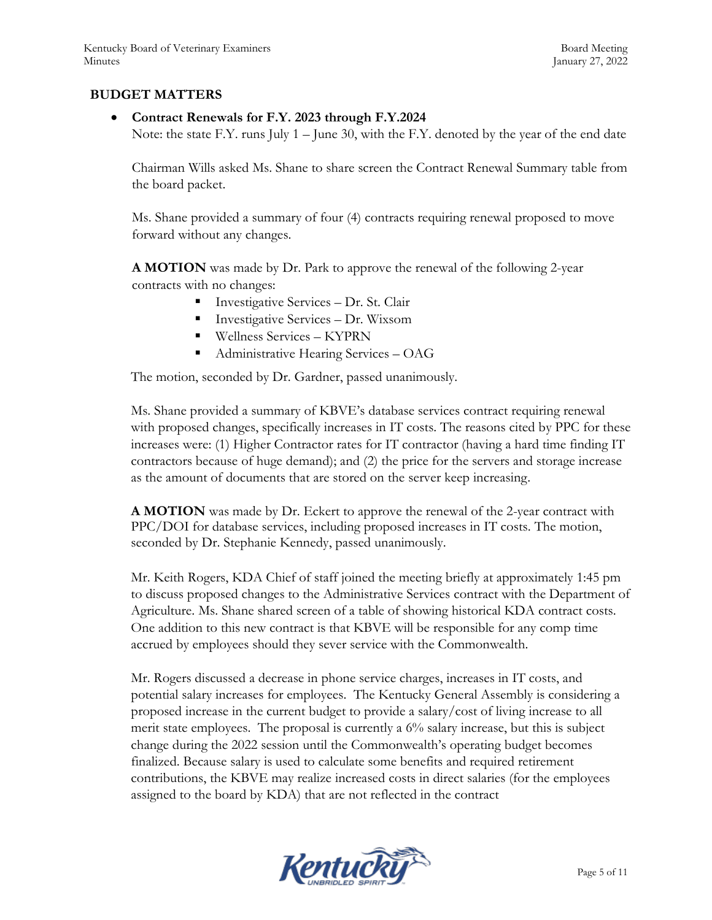## BUDGET MATTERS

- **Contract Renewals for F.Y. 2023 through F.Y.2024**
  Note: the state F.Y. runs July 1 – June 30, with the F.Y. denoted by the year of the end date

  Chairman Wills asked Ms. Shane to share screen the Contract Renewal Summary table from the board packet.

  Ms. Shane provided a summary of four (4) contracts requiring renewal proposed to move forward without any changes.

  **A MOTION** was made by Dr. Park to approve the renewal of the following 2-year contracts with no changes:
  - Investigative Services – Dr. St. Clair
  - Investigative Services – Dr. Wixsom
  - Wellness Services – KYPRN
  - Administrative Hearing Services – OAG

  The motion, seconded by Dr. Gardner, passed unanimously.

  Ms. Shane provided a summary of KBVE's database services contract requiring renewal with proposed changes, specifically increases in IT costs. The reasons cited by PPC for these increases were: (1) Higher Contractor rates for IT contractor (having a hard time finding IT contractors because of huge demand); and (2) the price for the servers and storage increase as the amount of documents that are stored on the server keep increasing.

  **A MOTION** was made by Dr. Eckert to approve the renewal of the 2-year contract with PPC/DOI for database services, including proposed increases in IT costs. The motion, seconded by Dr. Stephanie Kennedy, passed unanimously.

  Mr. Keith Rogers, KDA Chief of staff joined the meeting briefly at approximately 1:45 pm to discuss proposed changes to the Administrative Services contract with the Department of Agriculture. Ms. Shane shared screen of a table of showing historical KDA contract costs. One addition to this new contract is that KBVE will be responsible for any comp time accrued by employees should they sever service with the Commonwealth.

  Mr. Rogers discussed a decrease in phone service charges, increases in IT costs, and potential salary increases for employees. The Kentucky General Assembly is considering a proposed increase in the current budget to provide a salary/cost of living increase to all merit state employees. The proposal is currently a 6% salary increase, but this is subject change during the 2022 session until the Commonwealth's operating budget becomes finalized. Because salary is used to calculate some benefits and required retirement contributions, the KBVE may realize increased costs in direct salaries (for the employees assigned to the board by KDA) that are not reflected in the contract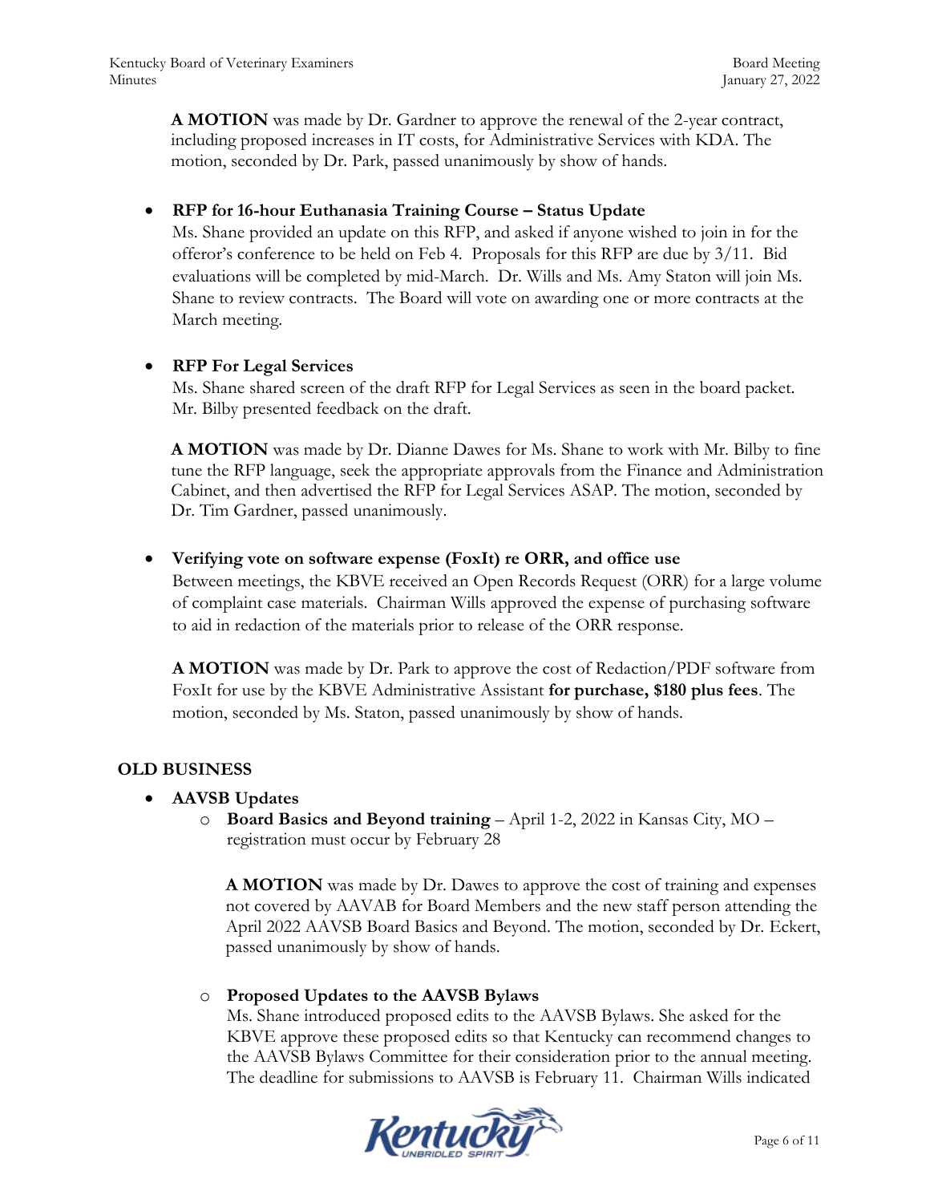**A MOTION** was made by Dr. Gardner to approve the renewal of the 2-year contract, including proposed increases in IT costs, for Administrative Services with KDA. The motion, seconded by Dr. Park, passed unanimously by show of hands.

- **RFP for 16-hour Euthanasia Training Course – Status Update**
  Ms. Shane provided an update on this RFP, and asked if anyone wished to join in for the offeror's conference to be held on Feb 4. Proposals for this RFP are due by 3/11. Bid evaluations will be completed by mid-March. Dr. Wills and Ms. Amy Staton will join Ms. Shane to review contracts. The Board will vote on awarding one or more contracts at the March meeting.

- **RFP For Legal Services**
  Ms. Shane shared screen of the draft RFP for Legal Services as seen in the board packet. Mr. Bilby presented feedback on the draft.

  **A MOTION** was made by Dr. Dianne Dawes for Ms. Shane to work with Mr. Bilby to fine tune the RFP language, seek the appropriate approvals from the Finance and Administration Cabinet, and then advertised the RFP for Legal Services ASAP. The motion, seconded by Dr. Tim Gardner, passed unanimously.

- **Verifying vote on software expense (FoxIt) re ORR, and office use**
  Between meetings, the KBVE received an Open Records Request (ORR) for a large volume of complaint case materials. Chairman Wills approved the expense of purchasing software to aid in redaction of the materials prior to release of the ORR response.

  **A MOTION** was made by Dr. Park to approve the cost of Redaction/PDF software from FoxIt for use by the KBVE Administrative Assistant **for purchase, $180 plus fees**. The motion, seconded by Ms. Staton, passed unanimously by show of hands.

## OLD BUSINESS

- **AAVSB Updates**
  - **Board Basics and Beyond training** – April 1-2, 2022 in Kansas City, MO – registration must occur by February 28

    **A MOTION** was made by Dr. Dawes to approve the cost of training and expenses not covered by AAVAB for Board Members and the new staff person attending the April 2022 AAVSB Board Basics and Beyond. The motion, seconded by Dr. Eckert, passed unanimously by show of hands.

  - **Proposed Updates to the AAVSB Bylaws**
    Ms. Shane introduced proposed edits to the AAVSB Bylaws. She asked for the KBVE approve these proposed edits so that Kentucky can recommend changes to the AAVSB Bylaws Committee for their consideration prior to the annual meeting. The deadline for submissions to AAVSB is February 11. Chairman Wills indicated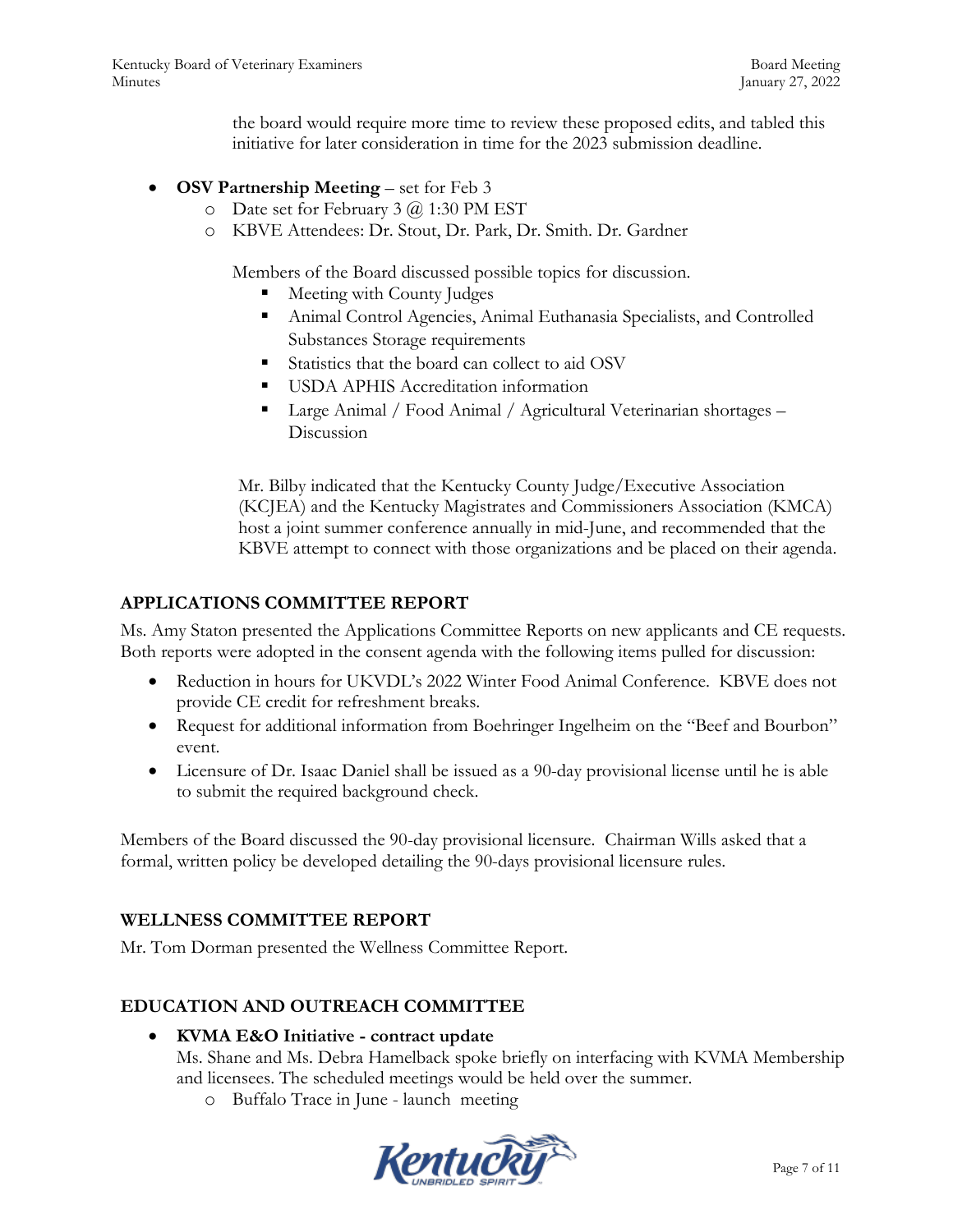the board would require more time to review these proposed edits, and tabled this initiative for later consideration in time for the 2023 submission deadline.

- **OSV Partnership Meeting** – set for Feb 3
  - Date set for February 3 @ 1:30 PM EST
  - KBVE Attendees: Dr. Stout, Dr. Park, Dr. Smith. Dr. Gardner

  Members of the Board discussed possible topics for discussion.
    - Meeting with County Judges
    - Animal Control Agencies, Animal Euthanasia Specialists, and Controlled Substances Storage requirements
    - Statistics that the board can collect to aid OSV
    - USDA APHIS Accreditation information
    - Large Animal / Food Animal / Agricultural Veterinarian shortages – Discussion

  Mr. Bilby indicated that the Kentucky County Judge/Executive Association (KCJEA) and the Kentucky Magistrates and Commissioners Association (KMCA) host a joint summer conference annually in mid-June, and recommended that the KBVE attempt to connect with those organizations and be placed on their agenda.

## APPLICATIONS COMMITTEE REPORT

Ms. Amy Staton presented the Applications Committee Reports on new applicants and CE requests. Both reports were adopted in the consent agenda with the following items pulled for discussion:

- Reduction in hours for UKVDL's 2022 Winter Food Animal Conference. KBVE does not provide CE credit for refreshment breaks.
- Request for additional information from Boehringer Ingelheim on the "Beef and Bourbon" event.
- Licensure of Dr. Isaac Daniel shall be issued as a 90-day provisional license until he is able to submit the required background check.

Members of the Board discussed the 90-day provisional licensure. Chairman Wills asked that a formal, written policy be developed detailing the 90-days provisional licensure rules.

## WELLNESS COMMITTEE REPORT

Mr. Tom Dorman presented the Wellness Committee Report.

## EDUCATION AND OUTREACH COMMITTEE

- **KVMA E&O Initiative - contract update**
  Ms. Shane and Ms. Debra Hamelback spoke briefly on interfacing with KVMA Membership and licensees. The scheduled meetings would be held over the summer.
  - Buffalo Trace in June - launch meeting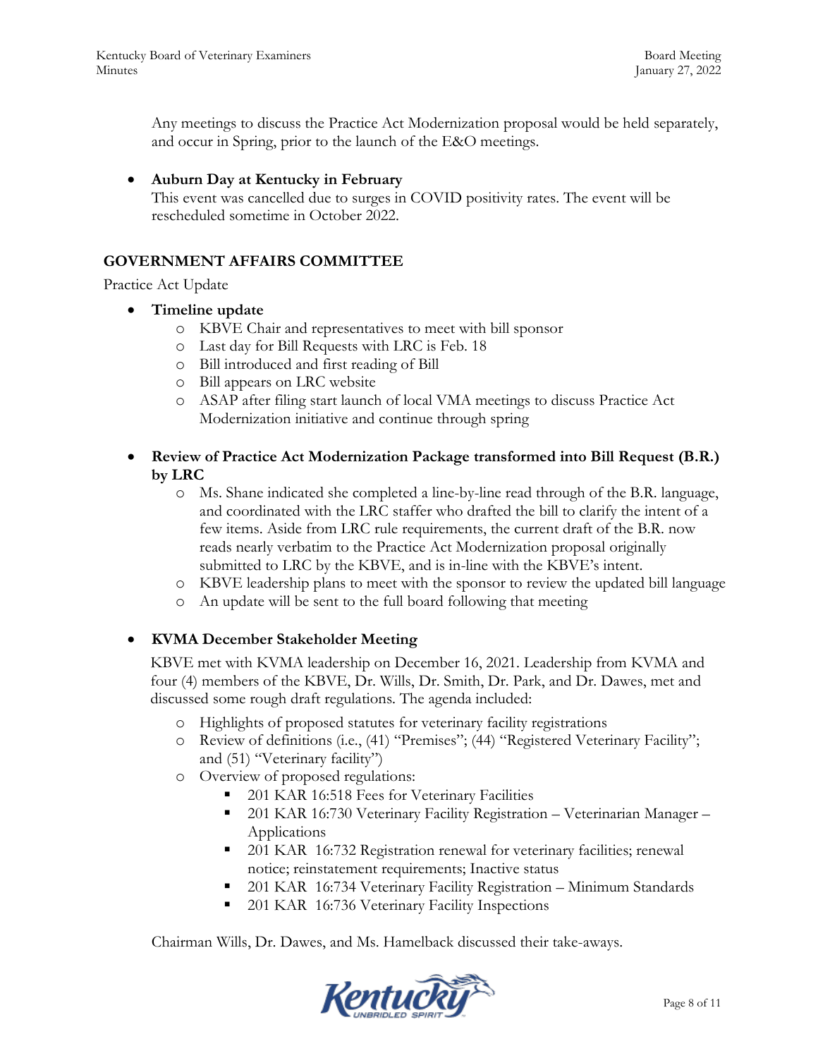Any meetings to discuss the Practice Act Modernization proposal would be held separately, and occur in Spring, prior to the launch of the E&O meetings.

- **Auburn Day at Kentucky in February**
  This event was cancelled due to surges in COVID positivity rates. The event will be rescheduled sometime in October 2022.

## GOVERNMENT AFFAIRS COMMITTEE

Practice Act Update

- **Timeline update**
  - KBVE Chair and representatives to meet with bill sponsor
  - Last day for Bill Requests with LRC is Feb. 18
  - Bill introduced and first reading of Bill
  - Bill appears on LRC website
  - ASAP after filing start launch of local VMA meetings to discuss Practice Act Modernization initiative and continue through spring

- **Review of Practice Act Modernization Package transformed into Bill Request (B.R.) by LRC**
  - Ms. Shane indicated she completed a line-by-line read through of the B.R. language, and coordinated with the LRC staffer who drafted the bill to clarify the intent of a few items. Aside from LRC rule requirements, the current draft of the B.R. now reads nearly verbatim to the Practice Act Modernization proposal originally submitted to LRC by the KBVE, and is in-line with the KBVE's intent.
  - KBVE leadership plans to meet with the sponsor to review the updated bill language
  - An update will be sent to the full board following that meeting

- **KVMA December Stakeholder Meeting**
  KBVE met with KVMA leadership on December 16, 2021. Leadership from KVMA and four (4) members of the KBVE, Dr. Wills, Dr. Smith, Dr. Park, and Dr. Dawes, met and discussed some rough draft regulations. The agenda included:
  - Highlights of proposed statutes for veterinary facility registrations
  - Review of definitions (i.e., (41) "Premises"; (44) "Registered Veterinary Facility"; and (51) "Veterinary facility")
  - Overview of proposed regulations:
    - 201 KAR 16:518 Fees for Veterinary Facilities
    - 201 KAR 16:730 Veterinary Facility Registration – Veterinarian Manager – Applications
    - 201 KAR 16:732 Registration renewal for veterinary facilities; renewal notice; reinstatement requirements; Inactive status
    - 201 KAR 16:734 Veterinary Facility Registration – Minimum Standards
    - 201 KAR 16:736 Veterinary Facility Inspections

  Chairman Wills, Dr. Dawes, and Ms. Hamelback discussed their take-aways.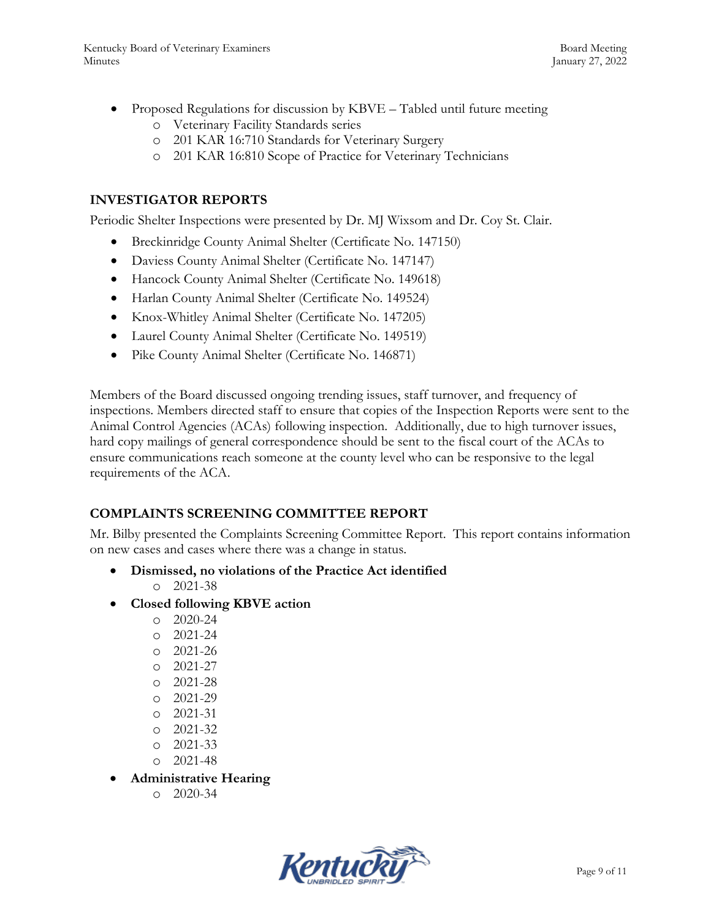- Proposed Regulations for discussion by KBVE – Tabled until future meeting
  - Veterinary Facility Standards series
  - 201 KAR 16:710 Standards for Veterinary Surgery
  - 201 KAR 16:810 Scope of Practice for Veterinary Technicians

## INVESTIGATOR REPORTS

Periodic Shelter Inspections were presented by Dr. MJ Wixsom and Dr. Coy St. Clair.

- Breckinridge County Animal Shelter (Certificate No. 147150)
- Daviess County Animal Shelter (Certificate No. 147147)
- Hancock County Animal Shelter (Certificate No. 149618)
- Harlan County Animal Shelter (Certificate No. 149524)
- Knox-Whitley Animal Shelter (Certificate No. 147205)
- Laurel County Animal Shelter (Certificate No. 149519)
- Pike County Animal Shelter (Certificate No. 146871)

Members of the Board discussed ongoing trending issues, staff turnover, and frequency of inspections. Members directed staff to ensure that copies of the Inspection Reports were sent to the Animal Control Agencies (ACAs) following inspection. Additionally, due to high turnover issues, hard copy mailings of general correspondence should be sent to the fiscal court of the ACAs to ensure communications reach someone at the county level who can be responsive to the legal requirements of the ACA.

## COMPLAINTS SCREENING COMMITTEE REPORT

Mr. Bilby presented the Complaints Screening Committee Report. This report contains information on new cases and cases where there was a change in status.

- **Dismissed, no violations of the Practice Act identified**
  - 2021-38
- **Closed following KBVE action**
  - 2020-24
  - 2021-24
  - 2021-26
  - 2021-27
  - 2021-28
  - 2021-29
  - 2021-31
  - 2021-32
  - 2021-33
  - 2021-48
- **Administrative Hearing**
  - 2020-34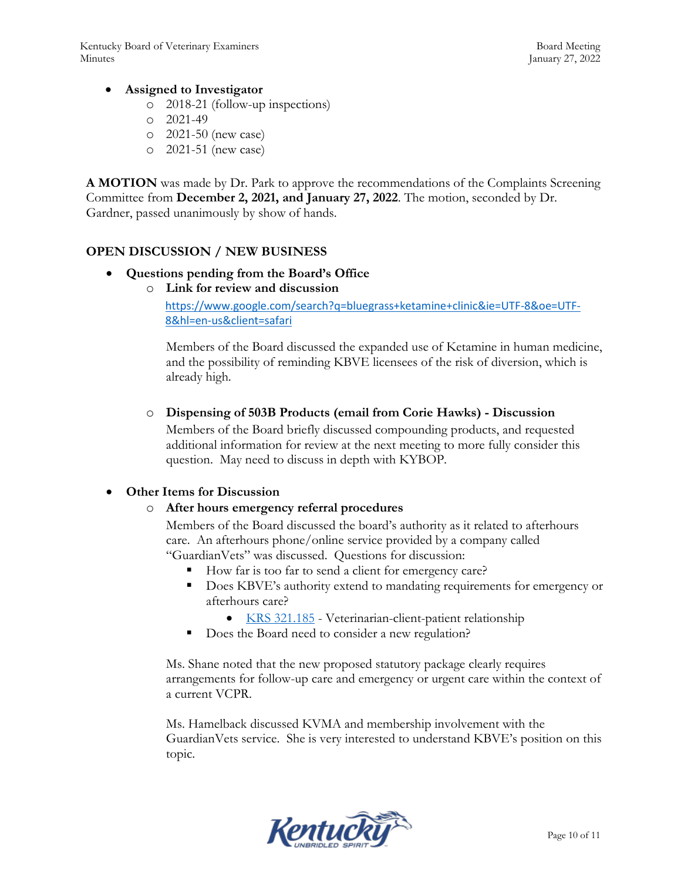- **Assigned to Investigator**
    - 2018-21 (follow-up inspections)
    - 2021-49
    - 2021-50 (new case)
    - 2021-51 (new case)

**A MOTION** was made by Dr. Park to approve the recommendations of the Complaints Screening Committee from **December 2, 2021, and January 27, 2022**. The motion, seconded by Dr. Gardner, passed unanimously by show of hands.

## OPEN DISCUSSION / NEW BUSINESS

- **Questions pending from the Board's Office**
    - **Link for review and discussion**

      https://www.google.com/search?q=bluegrass+ketamine+clinic&ie=UTF-8&oe=UTF-8&hl=en-us&client=safari

      Members of the Board discussed the expanded use of Ketamine in human medicine, and the possibility of reminding KBVE licensees of the risk of diversion, which is already high.

    - **Dispensing of 503B Products (email from Corie Hawks) - Discussion**

      Members of the Board briefly discussed compounding products, and requested additional information for review at the next meeting to more fully consider this question. May need to discuss in depth with KYBOP.

- **Other Items for Discussion**
    - **After hours emergency referral procedures**

      Members of the Board discussed the board's authority as it related to afterhours care. An afterhours phone/online service provided by a company called "GuardianVets" was discussed. Questions for discussion:
        - How far is too far to send a client for emergency care?
        - Does KBVE's authority extend to mandating requirements for emergency or afterhours care?
            - KRS 321.185 - Veterinarian-client-patient relationship
        - Does the Board need to consider a new regulation?

      Ms. Shane noted that the new proposed statutory package clearly requires arrangements for follow-up care and emergency or urgent care within the context of a current VCPR.

      Ms. Hamelback discussed KVMA and membership involvement with the GuardianVets service. She is very interested to understand KBVE's position on this topic.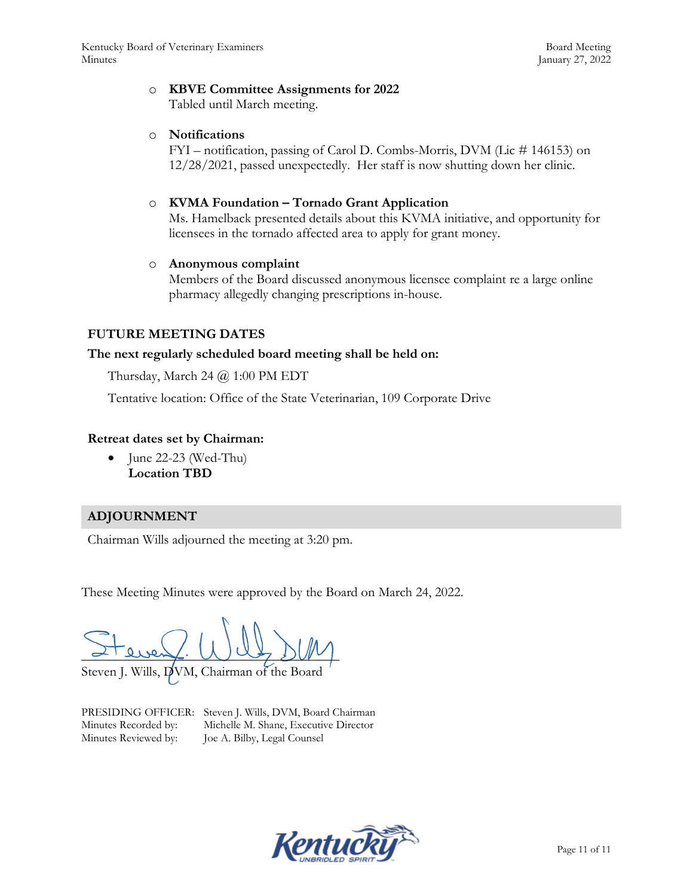- **KBVE Committee Assignments for 2022**
  Tabled until March meeting.

- **Notifications**
  FYI – notification, passing of Carol D. Combs-Morris, DVM (Lic # 146153) on 12/28/2021, passed unexpectedly. Her staff is now shutting down her clinic.

- **KVMA Foundation – Tornado Grant Application**
  Ms. Hamelback presented details about this KVMA initiative, and opportunity for licensees in the tornado affected area to apply for grant money.

- **Anonymous complaint**
  Members of the Board discussed anonymous licensee complaint re a large online pharmacy allegedly changing prescriptions in-house.

## FUTURE MEETING DATES

**The next regularly scheduled board meeting shall be held on:**

Thursday, March 24 @ 1:00 PM EDT

Tentative location: Office of the State Veterinarian, 109 Corporate Drive

**Retreat dates set by Chairman:**

- June 22-23 (Wed-Thu)
  **Location TBD**

## ADJOURNMENT

Chairman Wills adjourned the meeting at 3:20 pm.

These Meeting Minutes were approved by the Board on March 24, 2022.

Steven J. Wills, DVM, Chairman of the Board

PRESIDING OFFICER: Steven J. Wills, DVM, Board Chairman
Minutes Recorded by: Michelle M. Shane, Executive Director
Minutes Reviewed by: Joe A. Bilby, Legal Counsel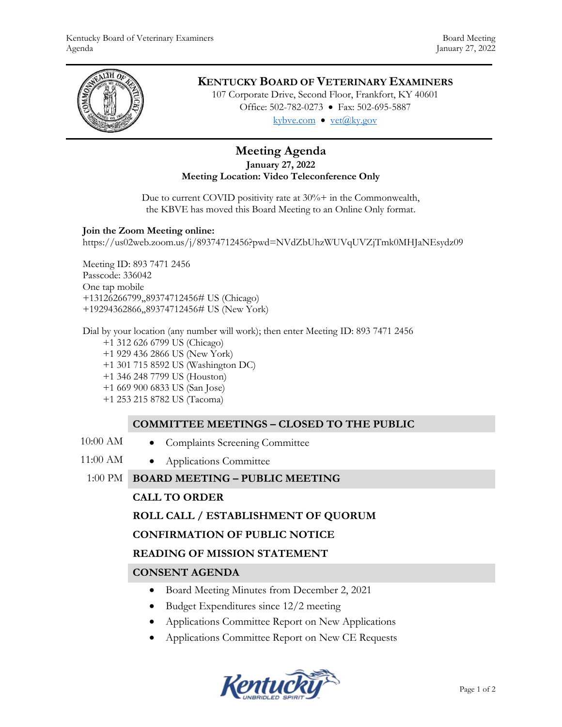# KENTUCKY BOARD OF VETERINARY EXAMINERS

107 Corporate Drive, Second Floor, Frankfort, KY 40601
Office: 502-782-0273 • Fax: 502-695-5887
kybve.com • vet@ky.gov

## Meeting Agenda

**January 27, 2022**
**Meeting Location: Video Teleconference Only**

Due to current COVID positivity rate at 30%+ in the Commonwealth, the KBVE has moved this Board Meeting to an Online Only format.

**Join the Zoom Meeting online:**
https://us02web.zoom.us/j/89374712456?pwd=NVdZbUhzWUVqUVZjTmk0MHJaNEsydz09

Meeting ID: 893 7471 2456
Passcode: 336042
One tap mobile
+13126266799,,89374712456# US (Chicago)
+19294362866,,89374712456# US (New York)

Dial by your location (any number will work); then enter Meeting ID: 893 7471 2456

- +1 312 626 6799 US (Chicago)
- +1 929 436 2866 US (New York)
- +1 301 715 8592 US (Washington DC)
- +1 346 248 7799 US (Houston)
- +1 669 900 6833 US (San Jose)
- +1 253 215 8782 US (Tacoma)

### COMMITTEE MEETINGS – CLOSED TO THE PUBLIC

10:00 AM
- Complaints Screening Committee

11:00 AM
- Applications Committee

1:00 PM **BOARD MEETING – PUBLIC MEETING**

**CALL TO ORDER**

**ROLL CALL / ESTABLISHMENT OF QUORUM**

**CONFIRMATION OF PUBLIC NOTICE**

**READING OF MISSION STATEMENT**

### CONSENT AGENDA

- Board Meeting Minutes from December 2, 2021
- Budget Expenditures since 12/2 meeting
- Applications Committee Report on New Applications
- Applications Committee Report on New CE Requests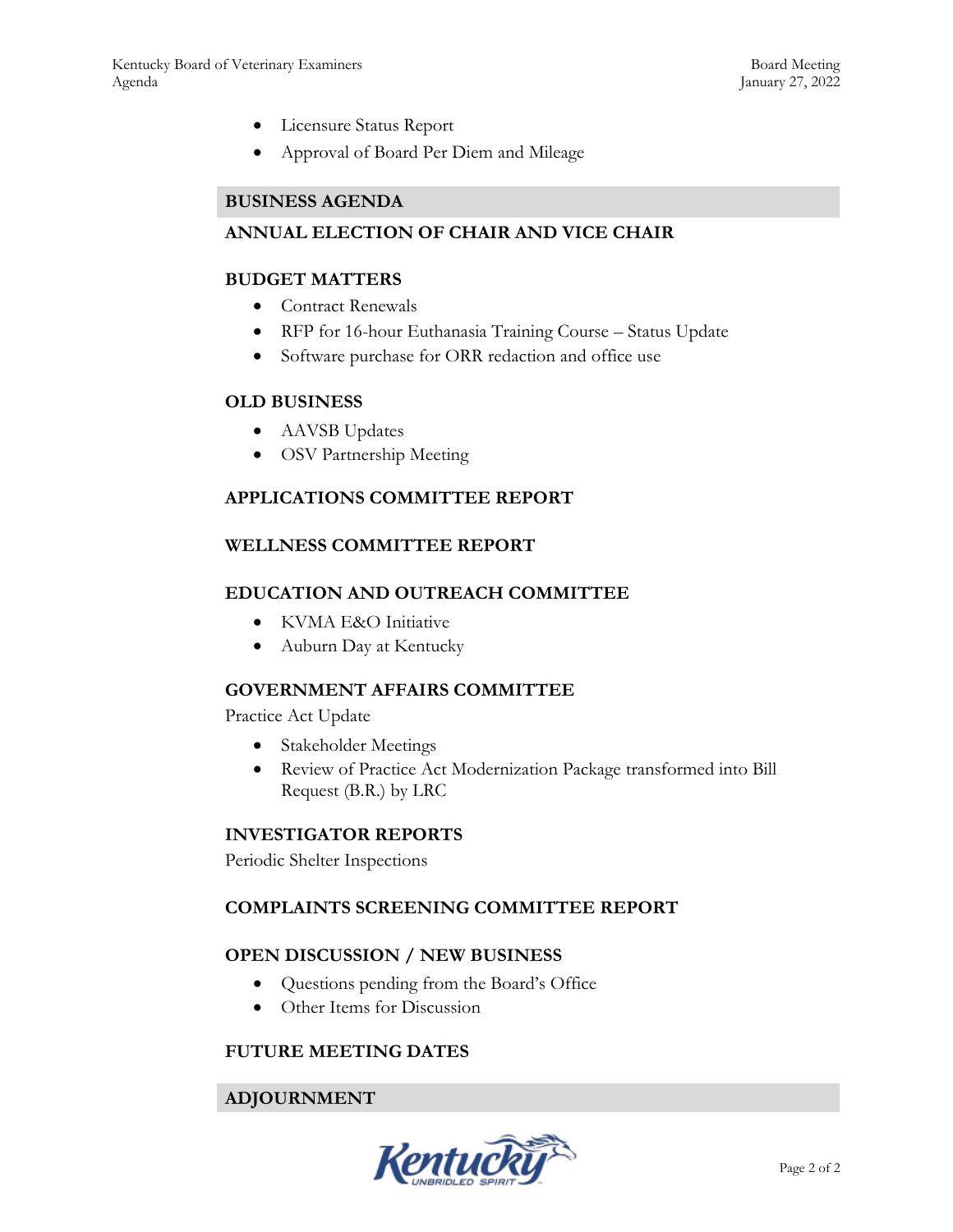- Licensure Status Report
- Approval of Board Per Diem and Mileage

## BUSINESS AGENDA

### ANNUAL ELECTION OF CHAIR AND VICE CHAIR

### BUDGET MATTERS

- Contract Renewals
- RFP for 16-hour Euthanasia Training Course – Status Update
- Software purchase for ORR redaction and office use

### OLD BUSINESS

- AAVSB Updates
- OSV Partnership Meeting

### APPLICATIONS COMMITTEE REPORT

### WELLNESS COMMITTEE REPORT

### EDUCATION AND OUTREACH COMMITTEE

- KVMA E&O Initiative
- Auburn Day at Kentucky

### GOVERNMENT AFFAIRS COMMITTEE

Practice Act Update

- Stakeholder Meetings
- Review of Practice Act Modernization Package transformed into Bill Request (B.R.) by LRC

### INVESTIGATOR REPORTS

Periodic Shelter Inspections

### COMPLAINTS SCREENING COMMITTEE REPORT

### OPEN DISCUSSION / NEW BUSINESS

- Questions pending from the Board's Office
- Other Items for Discussion

### FUTURE MEETING DATES

## ADJOURNMENT